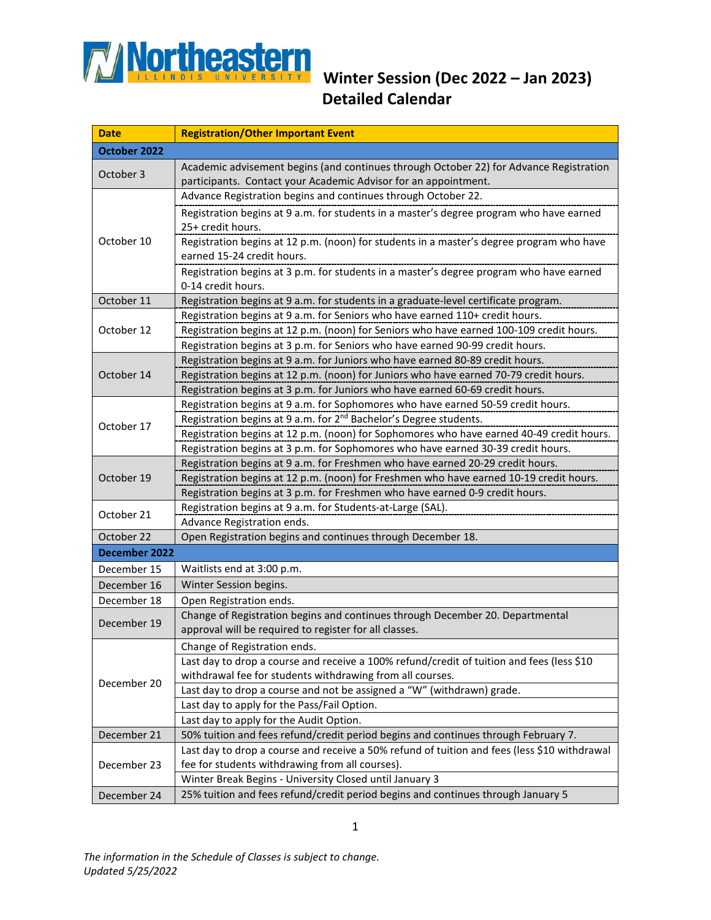# Northeastern Illinois University

## Winter Session (Dec 2022 – Jan 2023) Detailed Calendar

| Date | Registration/Other Important Event |
|---|---|
| **October 2022** | |
| October 3 | Academic advisement begins (and continues through October 22) for Advance Registration participants. Contact your Academic Advisor for an appointment. |
| October 10 | Advance Registration begins and continues through October 22. |
| | Registration begins at 9 a.m. for students in a master's degree program who have earned 25+ credit hours. |
| | Registration begins at 12 p.m. (noon) for students in a master's degree program who have earned 15-24 credit hours. |
| | Registration begins at 3 p.m. for students in a master's degree program who have earned 0-14 credit hours. |
| October 11 | Registration begins at 9 a.m. for students in a graduate-level certificate program. |
| October 12 | Registration begins at 9 a.m. for Seniors who have earned 110+ credit hours. |
| | Registration begins at 12 p.m. (noon) for Seniors who have earned 100-109 credit hours. |
| | Registration begins at 3 p.m. for Seniors who have earned 90-99 credit hours. |
| October 14 | Registration begins at 9 a.m. for Juniors who have earned 80-89 credit hours. |
| | Registration begins at 12 p.m. (noon) for Juniors who have earned 70-79 credit hours. |
| | Registration begins at 3 p.m. for Juniors who have earned 60-69 credit hours. |
| October 17 | Registration begins at 9 a.m. for Sophomores who have earned 50-59 credit hours. |
| | Registration begins at 9 a.m. for 2nd Bachelor's Degree students. |
| | Registration begins at 12 p.m. (noon) for Sophomores who have earned 40-49 credit hours. |
| | Registration begins at 3 p.m. for Sophomores who have earned 30-39 credit hours. |
| October 19 | Registration begins at 9 a.m. for Freshmen who have earned 20-29 credit hours. |
| | Registration begins at 12 p.m. (noon) for Freshmen who have earned 10-19 credit hours. |
| | Registration begins at 3 p.m. for Freshmen who have earned 0-9 credit hours. |
| October 21 | Registration begins at 9 a.m. for Students-at-Large (SAL). |
| | Advance Registration ends. |
| October 22 | Open Registration begins and continues through December 18. |
| **December 2022** | |
| December 15 | Waitlists end at 3:00 p.m. |
| December 16 | Winter Session begins. |
| December 18 | Open Registration ends. |
| December 19 | Change of Registration begins and continues through December 20. Departmental approval will be required to register for all classes. |
| December 20 | Change of Registration ends. |
| | Last day to drop a course and receive a 100% refund/credit of tuition and fees (less $10 withdrawal fee for students withdrawing from all courses. |
| | Last day to drop a course and not be assigned a "W" (withdrawn) grade. |
| | Last day to apply for the Pass/Fail Option. |
| | Last day to apply for the Audit Option. |
| December 21 | 50% tuition and fees refund/credit period begins and continues through February 7. |
| December 23 | Last day to drop a course and receive a 50% refund of tuition and fees (less $10 withdrawal fee for students withdrawing from all courses). |
| | Winter Break Begins - University Closed until January 3 |
| December 24 | 25% tuition and fees refund/credit period begins and continues through January 5 |

*The information in the Schedule of Classes is subject to change.*
*Updated 5/25/2022*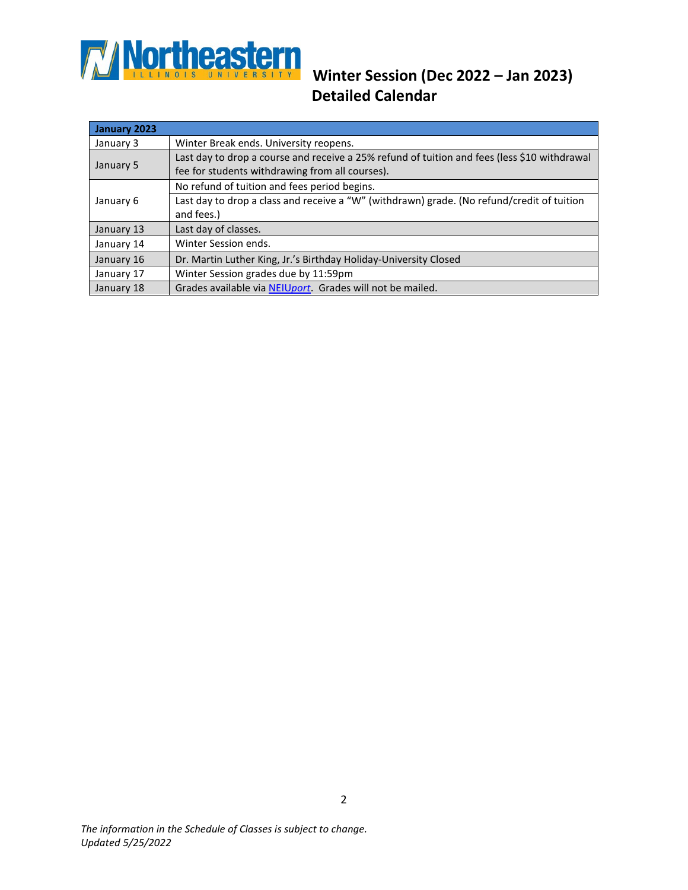# Winter Session (Dec 2022 – Jan 2023) Detailed Calendar

| January 2023 | |
|---|---|
| January 3 | Winter Break ends. University reopens. |
| January 5 | Last day to drop a course and receive a 25% refund of tuition and fees (less $10 withdrawal fee for students withdrawing from all courses). |
| January 6 | No refund of tuition and fees period begins. |
| | Last day to drop a class and receive a "W" (withdrawn) grade. (No refund/credit of tuition and fees.) |
| January 13 | Last day of classes. |
| January 14 | Winter Session ends. |
| January 16 | Dr. Martin Luther King, Jr.'s Birthday Holiday-University Closed |
| January 17 | Winter Session grades due by 11:59pm |
| January 18 | Grades available via NEIU*port*. Grades will not be mailed. |

*The information in the Schedule of Classes is subject to change.*
*Updated 5/25/2022*